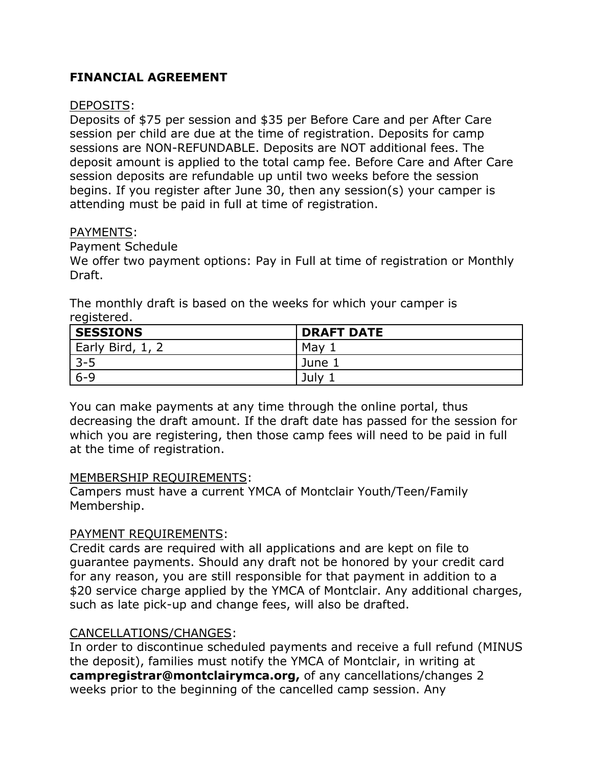**FINANCIAL AGREEMENT**

DEPOSITS:
Deposits of $75 per session and $35 per Before Care and per After Care session per child are due at the time of registration. Deposits for camp sessions are NON-REFUNDABLE. Deposits are NOT additional fees. The deposit amount is applied to the total camp fee. Before Care and After Care session deposits are refundable up until two weeks before the session begins. If you register after June 30, then any session(s) your camper is attending must be paid in full at time of registration.

PAYMENTS:
Payment Schedule
We offer two payment options: Pay in Full at time of registration or Monthly Draft.

The monthly draft is based on the weeks for which your camper is registered.

| SESSIONS | DRAFT DATE |
|---|---|
| Early Bird, 1, 2 | May 1 |
| 3-5 | June 1 |
| 6-9 | July 1 |

You can make payments at any time through the online portal, thus decreasing the draft amount. If the draft date has passed for the session for which you are registering, then those camp fees will need to be paid in full at the time of registration.

MEMBERSHIP REQUIREMENTS:
Campers must have a current YMCA of Montclair Youth/Teen/Family Membership.

PAYMENT REQUIREMENTS:
Credit cards are required with all applications and are kept on file to guarantee payments. Should any draft not be honored by your credit card for any reason, you are still responsible for that payment in addition to a $20 service charge applied by the YMCA of Montclair. Any additional charges, such as late pick-up and change fees, will also be drafted.

CANCELLATIONS/CHANGES:
In order to discontinue scheduled payments and receive a full refund (MINUS the deposit), families must notify the YMCA of Montclair, in writing at **campregistrar@montclairymca.org,** of any cancellations/changes 2 weeks prior to the beginning of the cancelled camp session. Any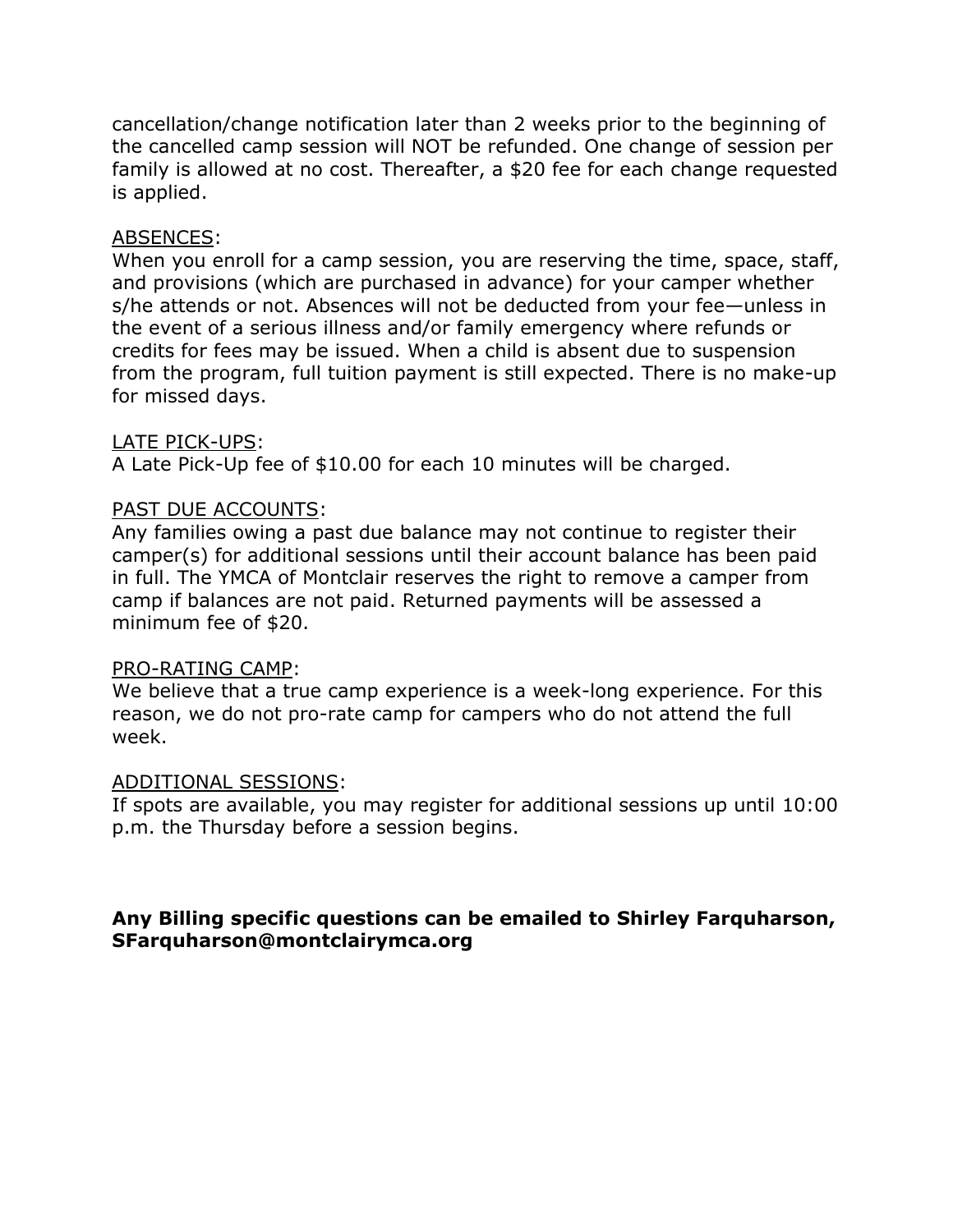cancellation/change notification later than 2 weeks prior to the beginning of the cancelled camp session will NOT be refunded. One change of session per family is allowed at no cost. Thereafter, a $20 fee for each change requested is applied.

<u>ABSENCES</u>:
When you enroll for a camp session, you are reserving the time, space, staff, and provisions (which are purchased in advance) for your camper whether s/he attends or not. Absences will not be deducted from your fee—unless in the event of a serious illness and/or family emergency where refunds or credits for fees may be issued. When a child is absent due to suspension from the program, full tuition payment is still expected. There is no make-up for missed days.

<u>LATE PICK-UPS</u>:
A Late Pick-Up fee of $10.00 for each 10 minutes will be charged.

<u>PAST DUE ACCOUNTS</u>:
Any families owing a past due balance may not continue to register their camper(s) for additional sessions until their account balance has been paid in full. The YMCA of Montclair reserves the right to remove a camper from camp if balances are not paid. Returned payments will be assessed a minimum fee of $20.

<u>PRO-RATING CAMP</u>:
We believe that a true camp experience is a week-long experience. For this reason, we do not pro-rate camp for campers who do not attend the full week.

<u>ADDITIONAL SESSIONS</u>:
If spots are available, you may register for additional sessions up until 10:00 p.m. the Thursday before a session begins.

**Any Billing specific questions can be emailed to Shirley Farquharson, SFarquharson@montclairymca.org**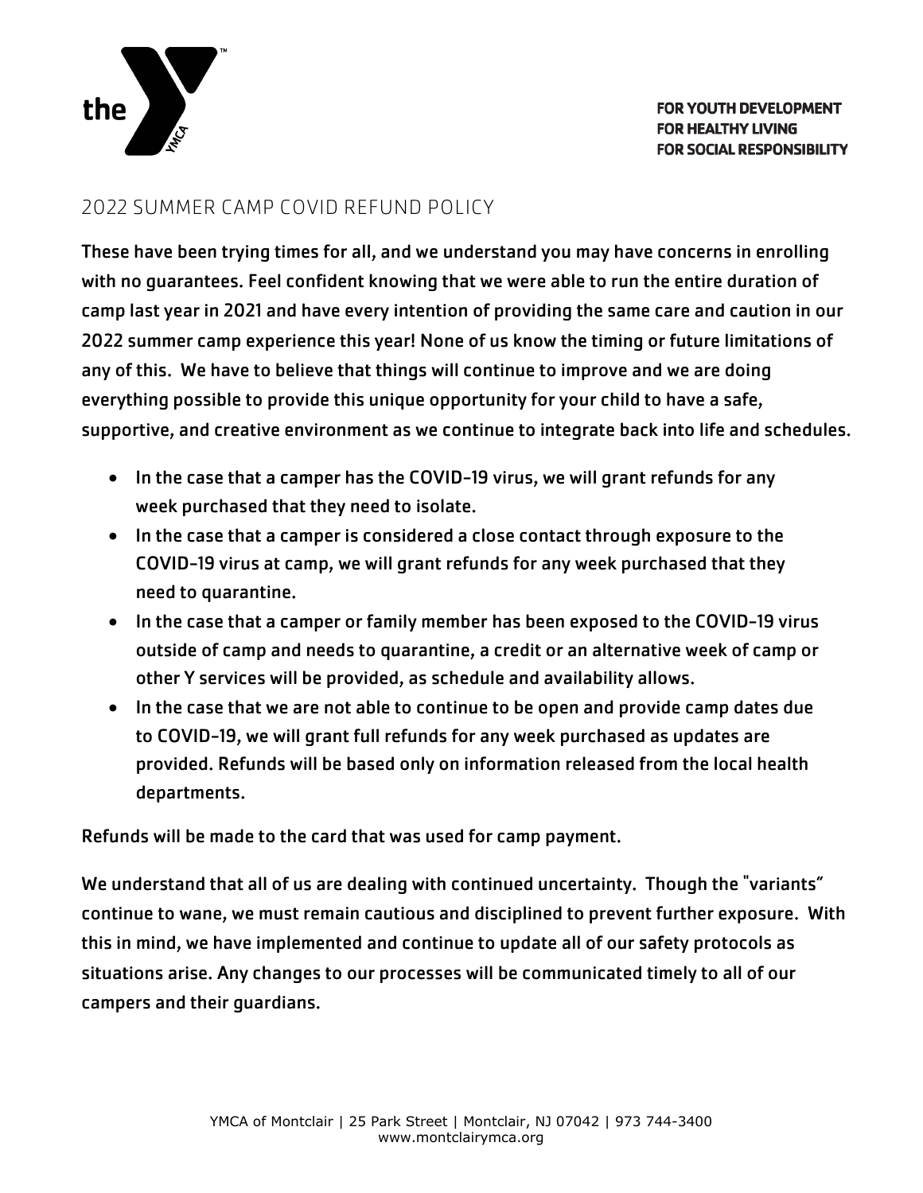FOR YOUTH DEVELOPMENT
FOR HEALTHY LIVING
FOR SOCIAL RESPONSIBILITY

## 2022 SUMMER CAMP COVID REFUND POLICY

These have been trying times for all, and we understand you may have concerns in enrolling with no guarantees. Feel confident knowing that we were able to run the entire duration of camp last year in 2021 and have every intention of providing the same care and caution in our 2022 summer camp experience this year! None of us know the timing or future limitations of any of this. We have to believe that things will continue to improve and we are doing everything possible to provide this unique opportunity for your child to have a safe, supportive, and creative environment as we continue to integrate back into life and schedules.

- In the case that a camper has the COVID-19 virus, we will grant refunds for any week purchased that they need to isolate.
- In the case that a camper is considered a close contact through exposure to the COVID-19 virus at camp, we will grant refunds for any week purchased that they need to quarantine.
- In the case that a camper or family member has been exposed to the COVID-19 virus outside of camp and needs to quarantine, a credit or an alternative week of camp or other Y services will be provided, as schedule and availability allows.
- In the case that we are not able to continue to be open and provide camp dates due to COVID-19, we will grant full refunds for any week purchased as updates are provided. Refunds will be based only on information released from the local health departments.

Refunds will be made to the card that was used for camp payment.

We understand that all of us are dealing with continued uncertainty. Though the "variants" continue to wane, we must remain cautious and disciplined to prevent further exposure. With this in mind, we have implemented and continue to update all of our safety protocols as situations arise. Any changes to our processes will be communicated timely to all of our campers and their guardians.

YMCA of Montclair | 25 Park Street | Montclair, NJ 07042 | 973 744-3400
www.montclairymca.org